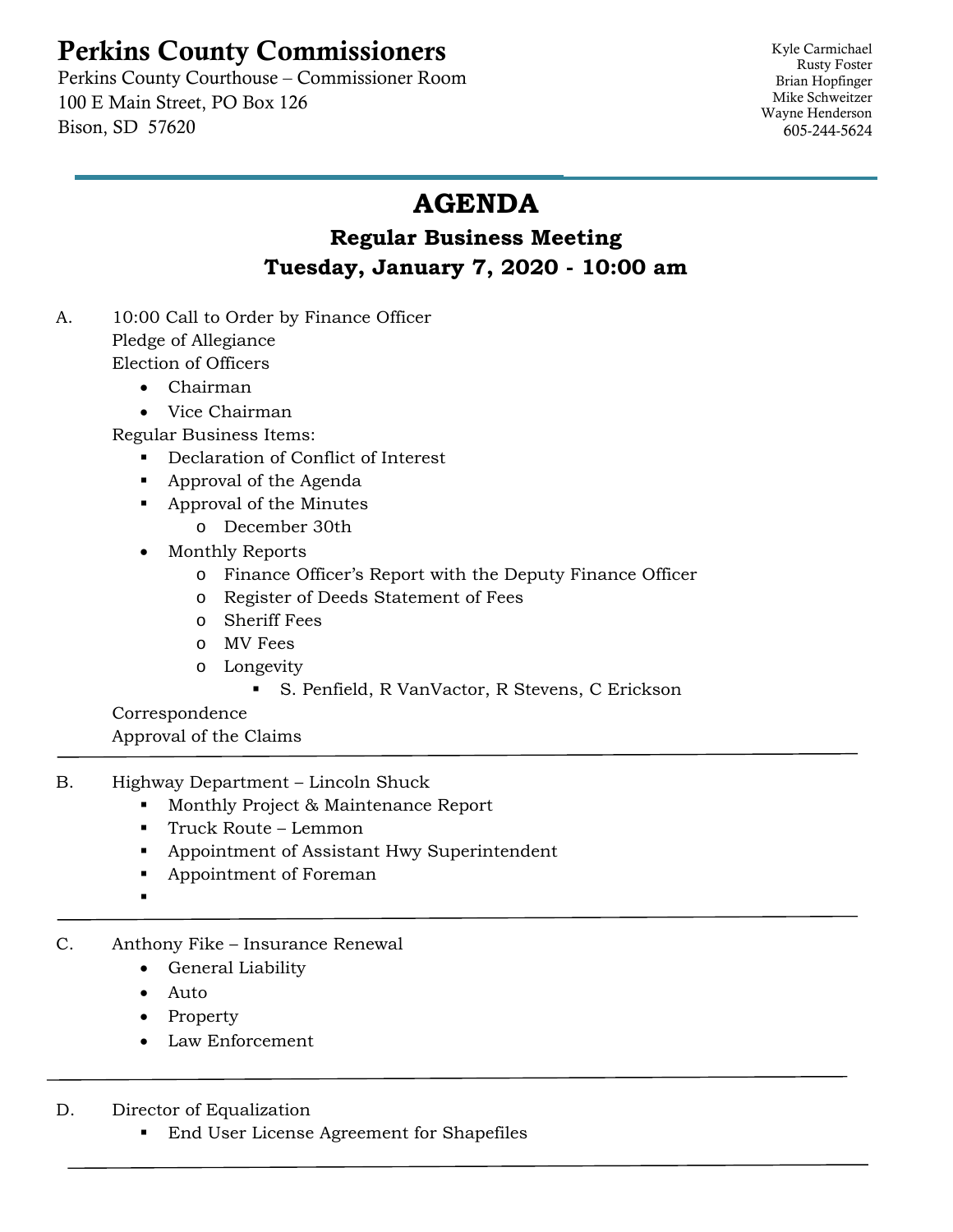# Perkins County Commissioners

Perkins County Courthouse – Commissioner Room
100 E Main Street, PO Box 126
Bison, SD 57620

Kyle Carmichael
Rusty Foster
Brian Hopfinger
Mike Schweitzer
Wayne Henderson
605-244-5624

---

## AGENDA

### Regular Business Meeting

### Tuesday, January 7, 2020 - 10:00 am

A. 10:00 Call to Order by Finance Officer
   Pledge of Allegiance
   Election of Officers
   - Chairman
   - Vice Chairman

   Regular Business Items:
   - Declaration of Conflict of Interest
   - Approval of the Agenda
   - Approval of the Minutes
     - December 30th
   - Monthly Reports
     - Finance Officer's Report with the Deputy Finance Officer
     - Register of Deeds Statement of Fees
     - Sheriff Fees
     - MV Fees
     - Longevity
       - S. Penfield, R VanVactor, R Stevens, C Erickson

   Correspondence
   Approval of the Claims

---

B. Highway Department – Lincoln Shuck
   - Monthly Project & Maintenance Report
   - Truck Route – Lemmon
   - Appointment of Assistant Hwy Superintendent
   - Appointment of Foreman
   -

---

C. Anthony Fike – Insurance Renewal
   - General Liability
   - Auto
   - Property
   - Law Enforcement

---

D. Director of Equalization
   - End User License Agreement for Shapefiles

---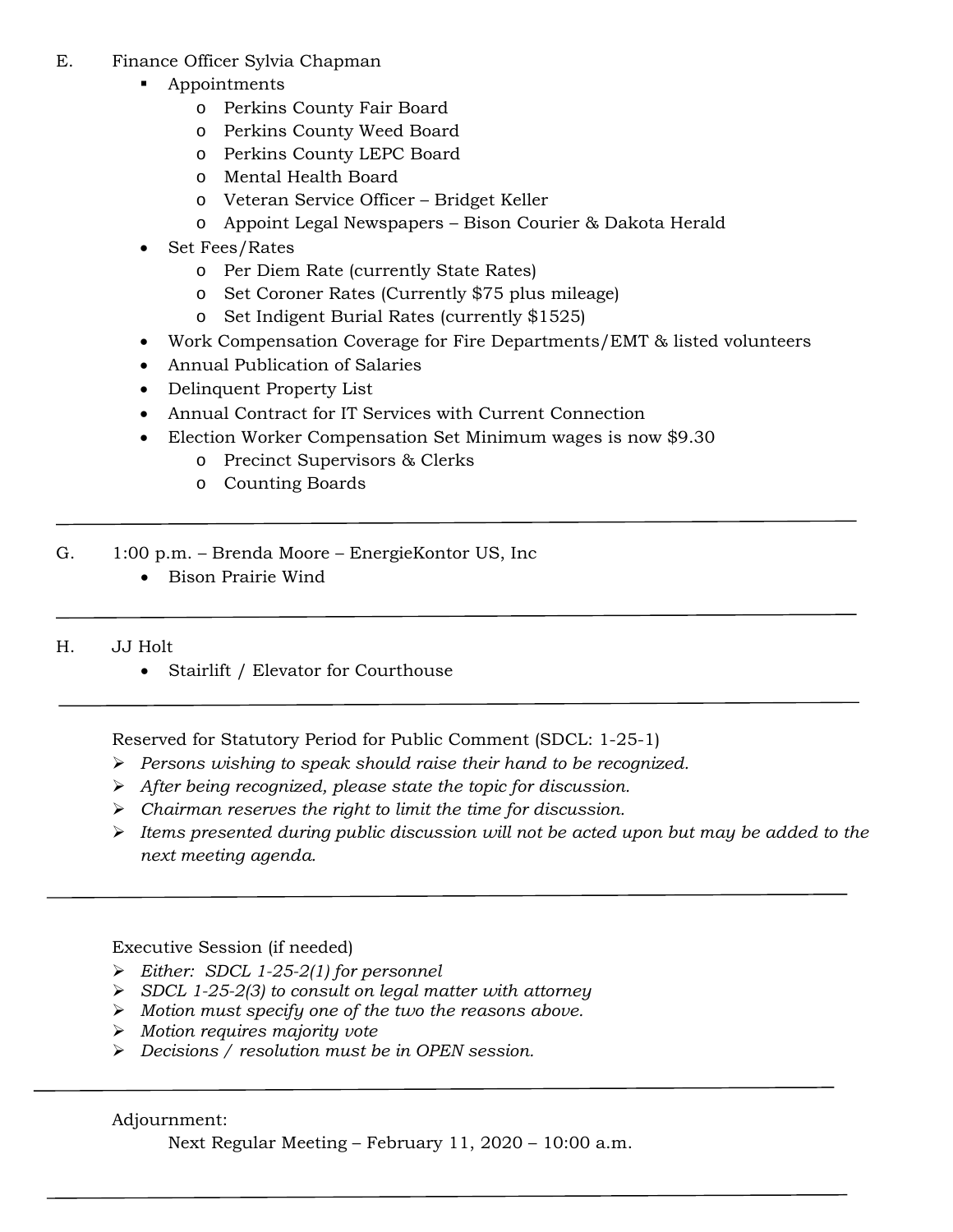E. Finance Officer Sylvia Chapman

- Appointments
  - Perkins County Fair Board
  - Perkins County Weed Board
  - Perkins County LEPC Board
  - Mental Health Board
  - Veteran Service Officer – Bridget Keller
  - Appoint Legal Newspapers – Bison Courier & Dakota Herald
- Set Fees/Rates
  - Per Diem Rate (currently State Rates)
  - Set Coroner Rates (Currently $75 plus mileage)
  - Set Indigent Burial Rates (currently $1525)
- Work Compensation Coverage for Fire Departments/EMT & listed volunteers
- Annual Publication of Salaries
- Delinquent Property List
- Annual Contract for IT Services with Current Connection
- Election Worker Compensation Set Minimum wages is now $9.30
  - Precinct Supervisors & Clerks
  - Counting Boards

---

G. 1:00 p.m. – Brenda Moore – EnergieKontor US, Inc

- Bison Prairie Wind

---

H. JJ Holt

- Stairlift / Elevator for Courthouse

---

Reserved for Statutory Period for Public Comment (SDCL: 1-25-1)

- *Persons wishing to speak should raise their hand to be recognized.*
- *After being recognized, please state the topic for discussion.*
- *Chairman reserves the right to limit the time for discussion.*
- *Items presented during public discussion will not be acted upon but may be added to the next meeting agenda.*

---

Executive Session (if needed)

- *Either: SDCL 1-25-2(1) for personnel*
- *SDCL 1-25-2(3) to consult on legal matter with attorney*
- *Motion must specify one of the two the reasons above.*
- *Motion requires majority vote*
- *Decisions / resolution must be in OPEN session.*

---

Adjournment:

Next Regular Meeting – February 11, 2020 – 10:00 a.m.

---